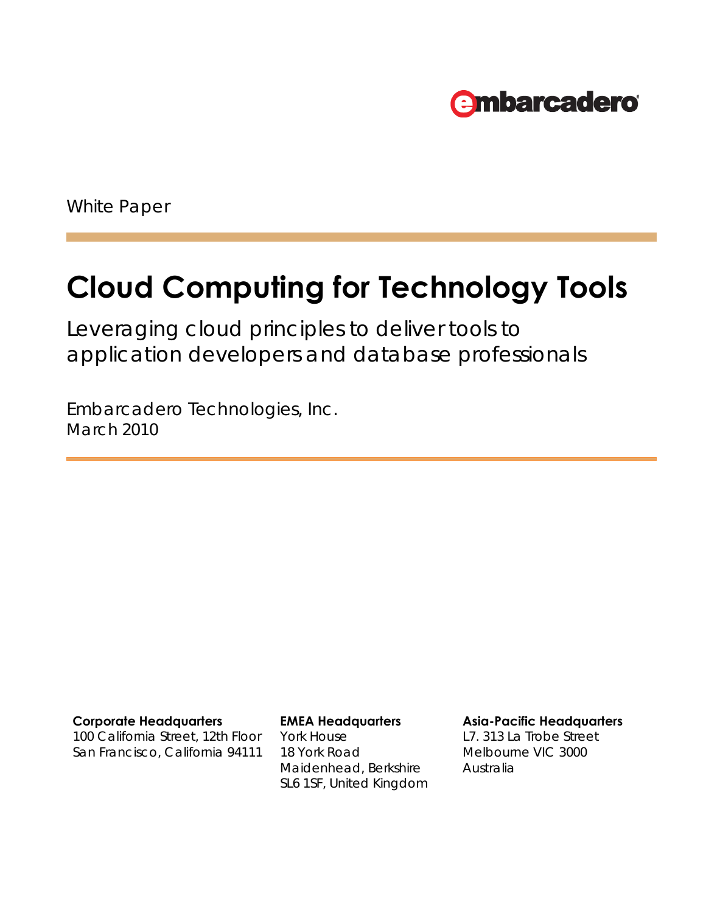embarcadero

White Paper

# Cloud Computing for Technology Tools

Leveraging cloud principles to deliver tools to application developers and database professionals

Embarcadero Technologies, Inc.
March 2010

**Corporate Headquarters**
100 California Street, 12th Floor
San Francisco, California 94111

**EMEA Headquarters**
York House
18 York Road
Maidenhead, Berkshire
SL6 1SF, United Kingdom

**Asia-Pacific Headquarters**
L7. 313 La Trobe Street
Melbourne VIC 3000
Australia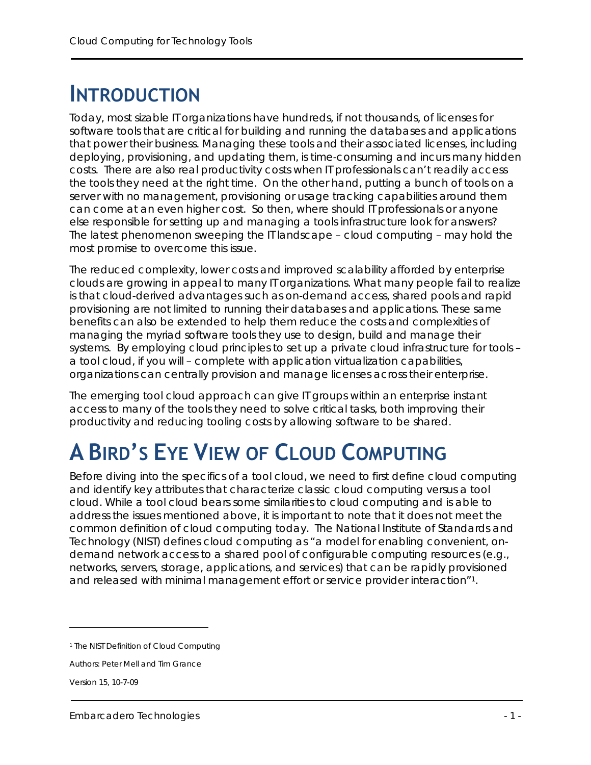# INTRODUCTION

Today, most sizable IT organizations have hundreds, if not thousands, of licenses for software tools that are critical for building and running the databases and applications that power their business. Managing these tools and their associated licenses, including deploying, provisioning, and updating them, is time-consuming and incurs many hidden costs. There are also real productivity costs when IT professionals can't readily access the tools they need at the right time. On the other hand, putting a bunch of tools on a server with no management, provisioning or usage tracking capabilities around them can come at an even higher cost. So then, where should IT professionals or anyone else responsible for setting up and managing a tools infrastructure look for answers? The latest phenomenon sweeping the IT landscape – cloud computing – may hold the most promise to overcome this issue.

The reduced complexity, lower costs and improved scalability afforded by enterprise clouds are growing in appeal to many IT organizations. What many people fail to realize is that cloud-derived advantages such as on-demand access, shared pools and rapid provisioning are not limited to running their databases and applications. These same benefits can also be extended to help them reduce the costs and complexities of managing the myriad software tools they use to design, build and manage their systems. By employing cloud principles to set up a private cloud infrastructure for tools – a tool cloud, if you will – complete with application virtualization capabilities, organizations can centrally provision and manage licenses across their enterprise.

The emerging tool cloud approach can give IT groups within an enterprise instant access to many of the tools they need to solve critical tasks, both improving their productivity and reducing tooling costs by allowing software to be shared.

# A BIRD'S EYE VIEW OF CLOUD COMPUTING

Before diving into the specifics of a tool cloud, we need to first define cloud computing and identify key attributes that characterize classic cloud computing versus a tool cloud. While a tool cloud bears some similarities to cloud computing and is able to address the issues mentioned above, it is important to note that it does not meet the common definition of cloud computing today. The National Institute of Standards and Technology (NIST) defines cloud computing as "a model for enabling convenient, on-demand network access to a shared pool of configurable computing resources (e.g., networks, servers, storage, applications, and services) that can be rapidly provisioned and released with minimal management effort or service provider interaction"[1].

---

[1] The NIST Definition of Cloud Computing

Authors: Peter Mell and Tim Grance

Version 15, 10-7-09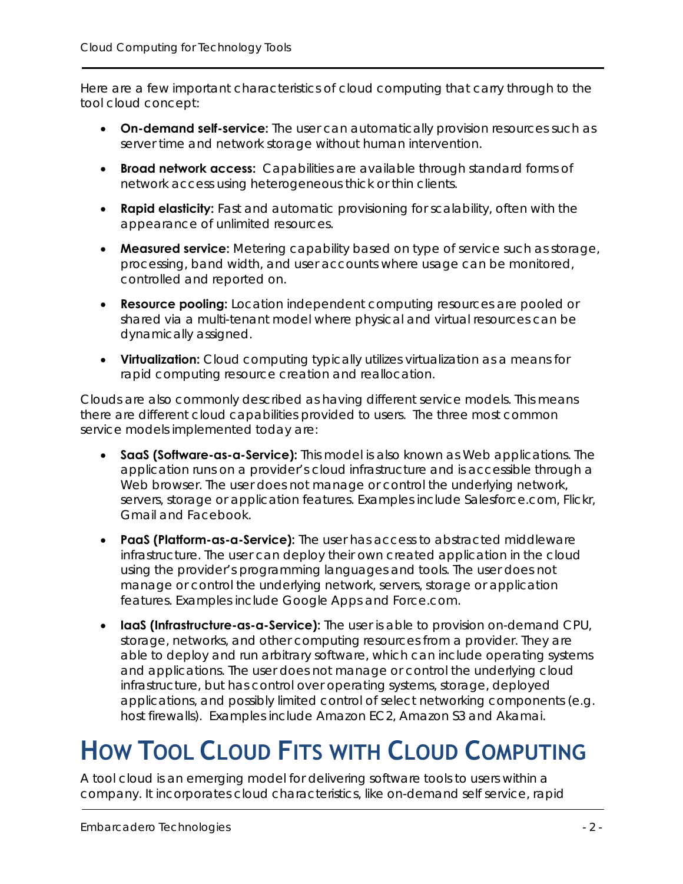Here are a few important characteristics of cloud computing that carry through to the tool cloud concept:

- **On-demand self-service:** The user can automatically provision resources such as server time and network storage without human intervention.
- **Broad network access:** Capabilities are available through standard forms of network access using heterogeneous thick or thin clients.
- **Rapid elasticity:** Fast and automatic provisioning for scalability, often with the appearance of unlimited resources.
- **Measured service:** Metering capability based on type of service such as storage, processing, band width, and user accounts where usage can be monitored, controlled and reported on.
- **Resource pooling:** Location independent computing resources are pooled or shared via a multi-tenant model where physical and virtual resources can be dynamically assigned.
- **Virtualization:** Cloud computing typically utilizes virtualization as a means for rapid computing resource creation and reallocation.

Clouds are also commonly described as having different service models. This means there are different cloud capabilities provided to users. The three most common service models implemented today are:

- **SaaS (Software-as-a-Service):** This model is also known as Web applications. The application runs on a provider's cloud infrastructure and is accessible through a Web browser. The user does not manage or control the underlying network, servers, storage or application features. Examples include Salesforce.com, Flickr, Gmail and Facebook.
- **PaaS (Platform-as-a-Service)**: The user has access to abstracted middleware infrastructure. The user can deploy their own created application in the cloud using the provider's programming languages and tools. The user does not manage or control the underlying network, servers, storage or application features. Examples include Google Apps and Force.com.
- **IaaS (Infrastructure-as-a-Service):** The user is able to provision on-demand CPU, storage, networks, and other computing resources from a provider. They are able to deploy and run arbitrary software, which can include operating systems and applications. The user does not manage or control the underlying cloud infrastructure, but has control over operating systems, storage, deployed applications, and possibly limited control of select networking components (e.g. host firewalls). Examples include Amazon EC2, Amazon S3 and Akamai.

# How Tool Cloud Fits with Cloud Computing

A tool cloud is an emerging model for delivering software tools to users within a company. It incorporates cloud characteristics, like on-demand self service, rapid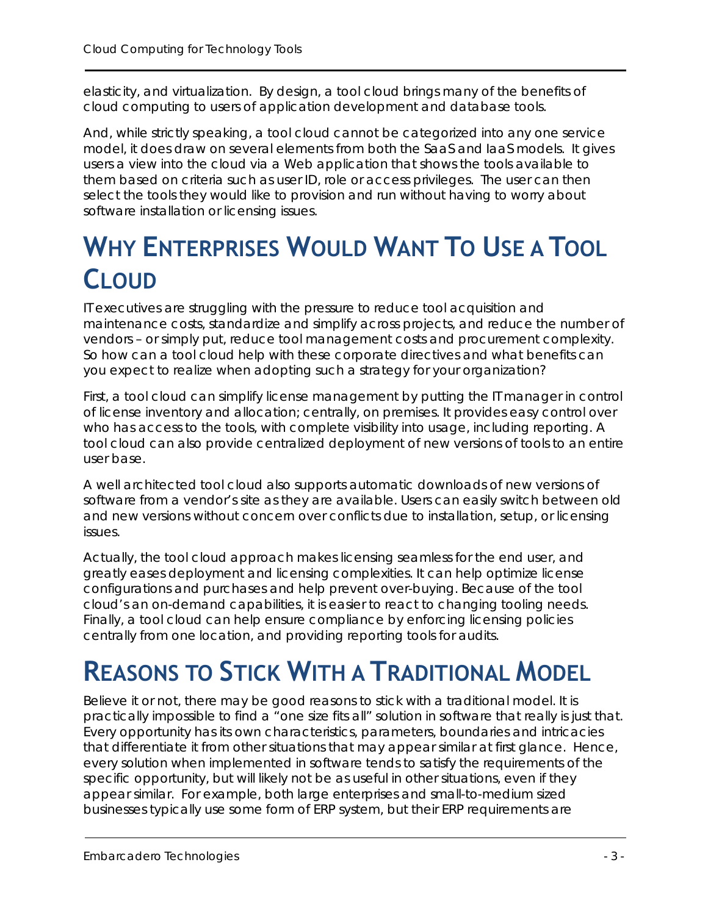elasticity, and virtualization. By design, a tool cloud brings many of the benefits of cloud computing to users of application development and database tools.

And, while strictly speaking, a tool cloud cannot be categorized into any one service model, it does draw on several elements from both the SaaS and IaaS models. It gives users a view into the cloud via a Web application that shows the tools available to them based on criteria such as user ID, role or access privileges. The user can then select the tools they would like to provision and run without having to worry about software installation or licensing issues.

# WHY ENTERPRISES WOULD WANT TO USE A TOOL CLOUD

IT executives are struggling with the pressure to reduce tool acquisition and maintenance costs, standardize and simplify across projects, and reduce the number of vendors – or simply put, reduce tool management costs and procurement complexity. So how can a tool cloud help with these corporate directives and what benefits can you expect to realize when adopting such a strategy for your organization?

First, a tool cloud can simplify license management by putting the IT manager in control of license inventory and allocation; centrally, on premises. It provides easy control over who has access to the tools, with complete visibility into usage, including reporting. A tool cloud can also provide centralized deployment of new versions of tools to an entire user base.

A well architected tool cloud also supports automatic downloads of new versions of software from a vendor's site as they are available. Users can easily switch between old and new versions without concern over conflicts due to installation, setup, or licensing issues.

Actually, the tool cloud approach makes licensing seamless for the end user, and greatly eases deployment and licensing complexities. It can help optimize license configurations and purchases and help prevent over-buying. Because of the tool cloud's an on-demand capabilities, it is easier to react to changing tooling needs. Finally, a tool cloud can help ensure compliance by enforcing licensing policies centrally from one location, and providing reporting tools for audits.

# REASONS TO STICK WITH A TRADITIONAL MODEL

Believe it or not, there may be good reasons to stick with a traditional model. It is practically impossible to find a "one size fits all" solution in software that really is just that. Every opportunity has its own characteristics, parameters, boundaries and intricacies that differentiate it from other situations that may appear similar at first glance. Hence, every solution when implemented in software tends to satisfy the requirements of the specific opportunity, but will likely not be as useful in other situations, even if they appear similar. For example, both large enterprises and small-to-medium sized businesses typically use some form of ERP system, but their ERP requirements are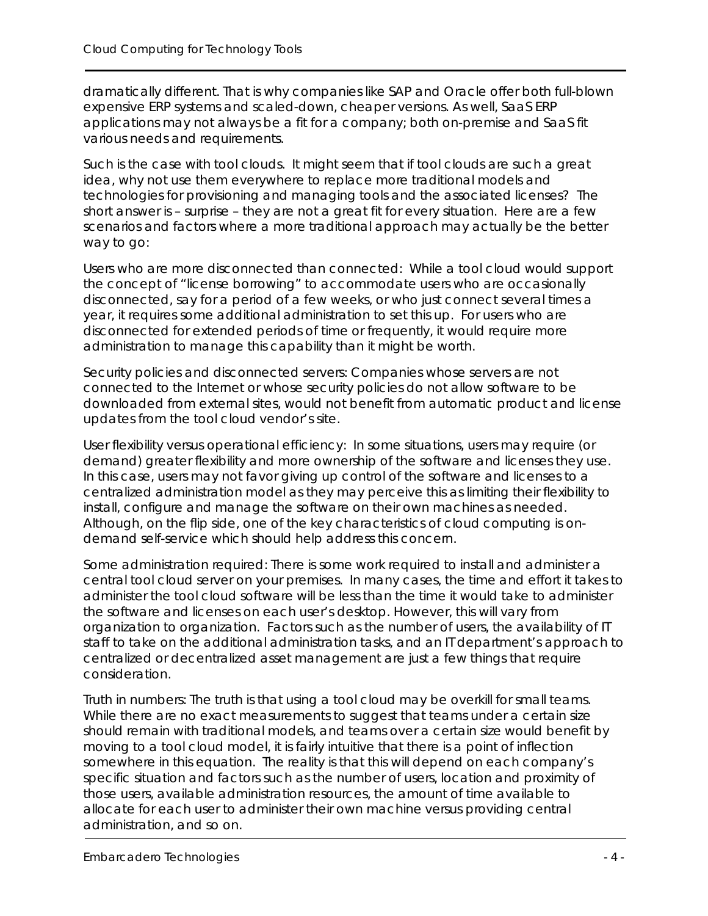dramatically different. That is why companies like SAP and Oracle offer both full-blown expensive ERP systems and scaled-down, cheaper versions. As well, SaaS ERP applications may not always be a fit for a company; both on-premise and SaaS fit various needs and requirements.

Such is the case with tool clouds. It might seem that if tool clouds are such a great idea, why not use them everywhere to replace more traditional models and technologies for provisioning and managing tools and the associated licenses? The short answer is – surprise – they are not a great fit for every situation. Here are a few scenarios and factors where a more traditional approach may actually be the better way to go:

Users who are more disconnected than connected: While a tool cloud would support the concept of "license borrowing" to accommodate users who are occasionally disconnected, say for a period of a few weeks, or who just connect several times a year, it requires some additional administration to set this up. For users who are disconnected for extended periods of time or frequently, it would require more administration to manage this capability than it might be worth.

Security policies and disconnected servers: Companies whose servers are not connected to the Internet or whose security policies do not allow software to be downloaded from external sites, would not benefit from automatic product and license updates from the tool cloud vendor's site.

User flexibility versus operational efficiency: In some situations, users may require (or demand) greater flexibility and more ownership of the software and licenses they use. In this case, users may not favor giving up control of the software and licenses to a centralized administration model as they may perceive this as limiting their flexibility to install, configure and manage the software on their own machines as needed. Although, on the flip side, one of the key characteristics of cloud computing is on-demand self-service which should help address this concern.

Some administration required: There is some work required to install and administer a central tool cloud server on your premises. In many cases, the time and effort it takes to administer the tool cloud software will be less than the time it would take to administer the software and licenses on each user's desktop. However, this will vary from organization to organization. Factors such as the number of users, the availability of IT staff to take on the additional administration tasks, and an IT department's approach to centralized or decentralized asset management are just a few things that require consideration.

Truth in numbers: The truth is that using a tool cloud may be overkill for small teams. While there are no exact measurements to suggest that teams under a certain size should remain with traditional models, and teams over a certain size would benefit by moving to a tool cloud model, it is fairly intuitive that there is a point of inflection somewhere in this equation. The reality is that this will depend on each company's specific situation and factors such as the number of users, location and proximity of those users, available administration resources, the amount of time available to allocate for each user to administer their own machine versus providing central administration, and so on.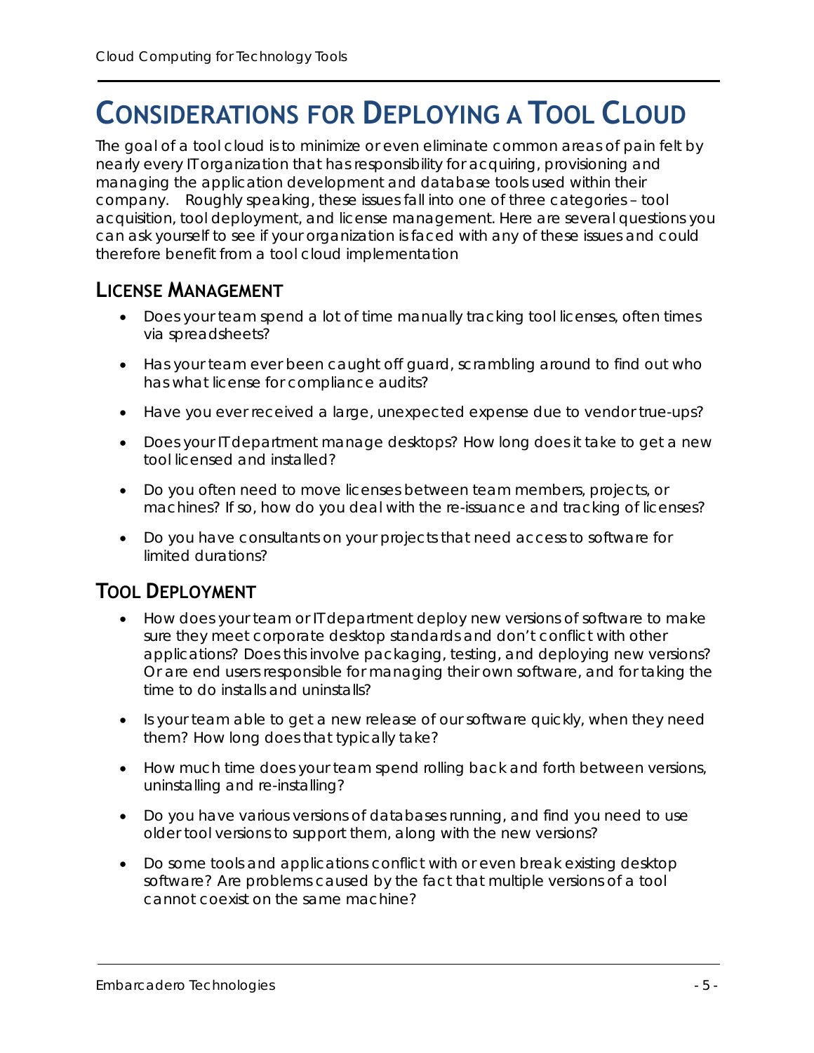# Considerations for Deploying a Tool Cloud

The goal of a tool cloud is to minimize or even eliminate common areas of pain felt by nearly every IT organization that has responsibility for acquiring, provisioning and managing the application development and database tools used within their company. Roughly speaking, these issues fall into one of three categories – tool acquisition, tool deployment, and license management. Here are several questions you can ask yourself to see if your organization is faced with any of these issues and could therefore benefit from a tool cloud implementation

## License Management

- Does your team spend a lot of time manually tracking tool licenses, often times via spreadsheets?
- Has your team ever been caught off guard, scrambling around to find out who has what license for compliance audits?
- Have you ever received a large, unexpected expense due to vendor true-ups?
- Does your IT department manage desktops? How long does it take to get a new tool licensed and installed?
- Do you often need to move licenses between team members, projects, or machines? If so, how do you deal with the re-issuance and tracking of licenses?
- Do you have consultants on your projects that need access to software for limited durations?

## Tool Deployment

- How does your team or IT department deploy new versions of software to make sure they meet corporate desktop standards and don't conflict with other applications? Does this involve packaging, testing, and deploying new versions? Or are end users responsible for managing their own software, and for taking the time to do installs and uninstalls?
- Is your team able to get a new release of our software quickly, when they need them? How long does that typically take?
- How much time does your team spend rolling back and forth between versions, uninstalling and re-installing?
- Do you have various versions of databases running, and find you need to use older tool versions to support them, along with the new versions?
- Do some tools and applications conflict with or even break existing desktop software? Are problems caused by the fact that multiple versions of a tool cannot coexist on the same machine?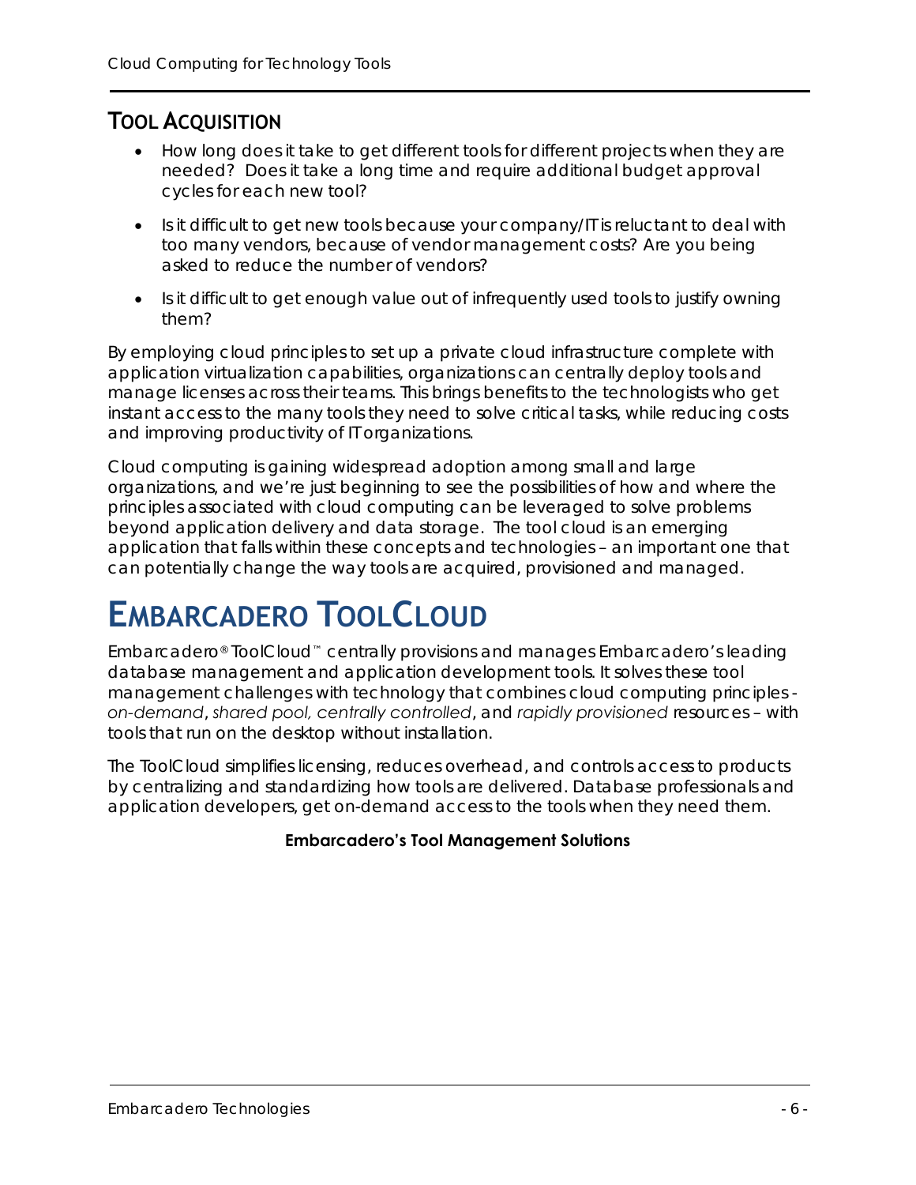## TOOL ACQUISITION

- How long does it take to get different tools for different projects when they are needed? Does it take a long time and require additional budget approval cycles for each new tool?
- Is it difficult to get new tools because your company/IT is reluctant to deal with too many vendors, because of vendor management costs? Are you being asked to reduce the number of vendors?
- Is it difficult to get enough value out of infrequently used tools to justify owning them?

By employing cloud principles to set up a private cloud infrastructure complete with application virtualization capabilities, organizations can centrally deploy tools and manage licenses across their teams. This brings benefits to the technologists who get instant access to the many tools they need to solve critical tasks, while reducing costs and improving productivity of IT organizations.

Cloud computing is gaining widespread adoption among small and large organizations, and we're just beginning to see the possibilities of how and where the principles associated with cloud computing can be leveraged to solve problems beyond application delivery and data storage. The tool cloud is an emerging application that falls within these concepts and technologies – an important one that can potentially change the way tools are acquired, provisioned and managed.

# EMBARCADERO TOOLCLOUD

Embarcadero® ToolCloud™ centrally provisions and manages Embarcadero's leading database management and application development tools. It solves these tool management challenges with technology that combines cloud computing principles - *on-demand*, *shared pool, centrally controlled*, and *rapidly provisioned* resources – with tools that run on the desktop without installation.

The ToolCloud simplifies licensing, reduces overhead, and controls access to products by centralizing and standardizing how tools are delivered. Database professionals and application developers, get on-demand access to the tools when they need them.

**Embarcadero's Tool Management Solutions**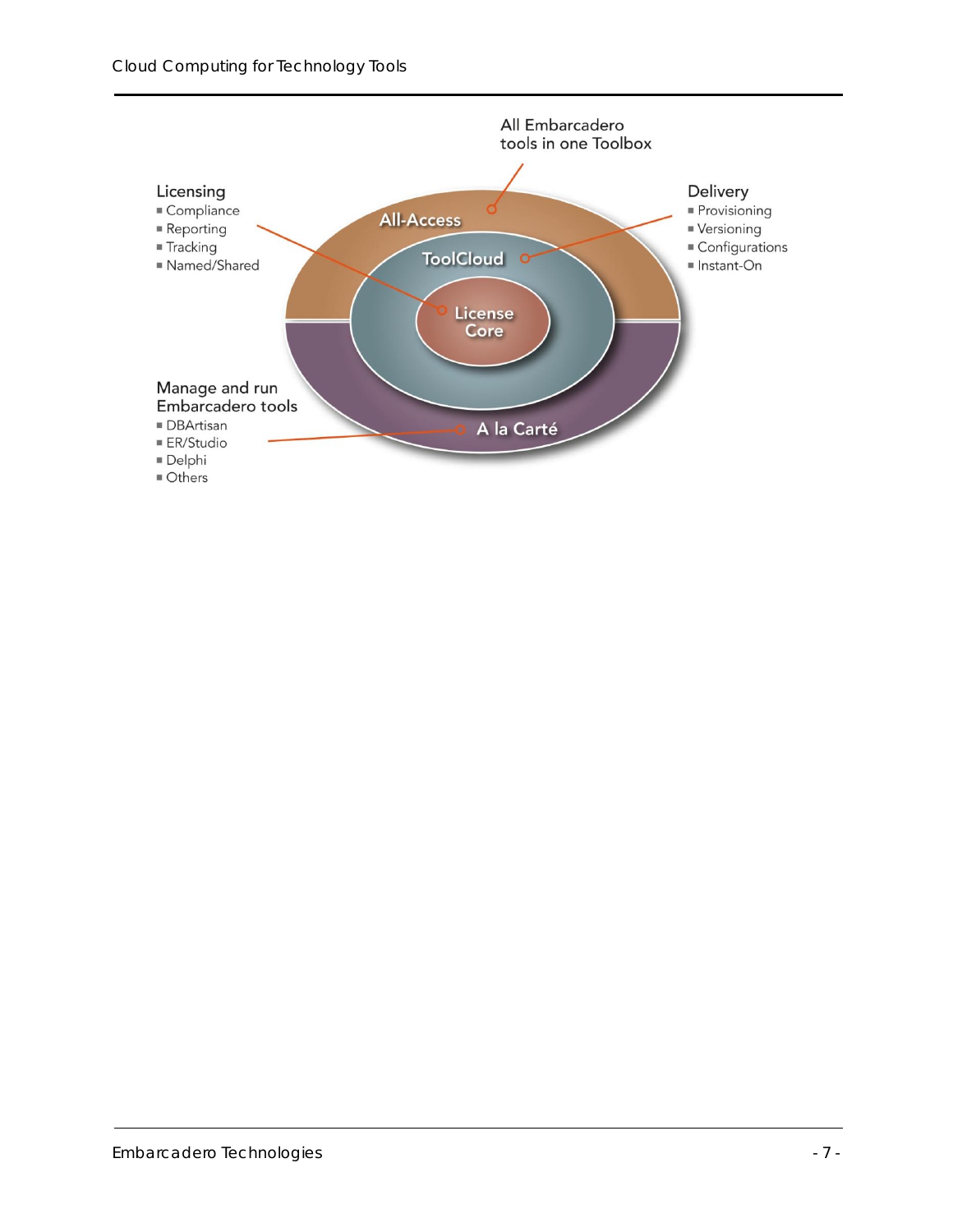All Embarcadero tools in one Toolbox

**Licensing**

- Compliance
- Reporting
- Tracking
- Named/Shared

**Delivery**

- Provisioning
- Versioning
- Configurations
- Instant-On

All-Access

ToolCloud

License Core

A la Carté

**Manage and run Embarcadero tools**

- DBArtisan
- ER/Studio
- Delphi
- Others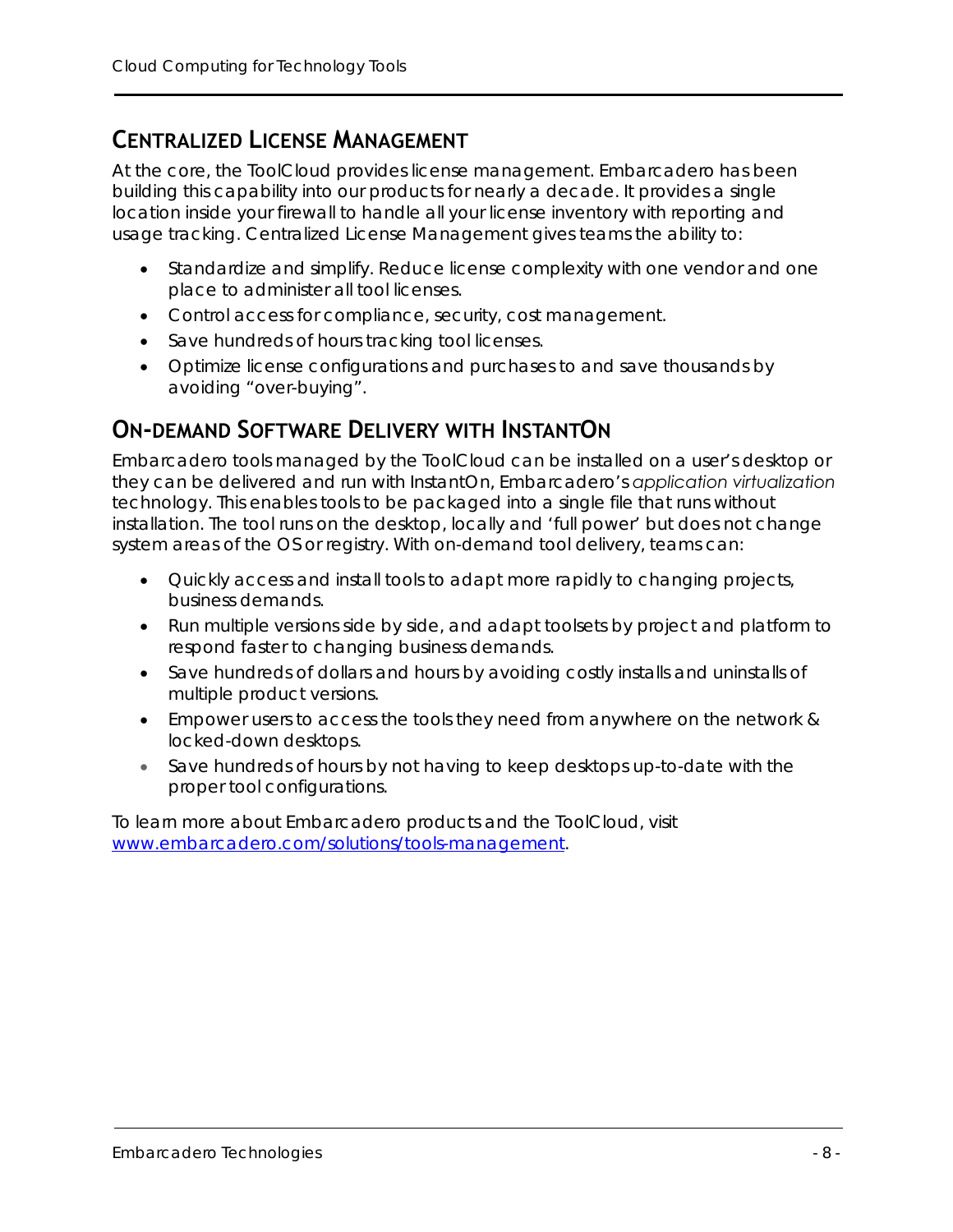## Centralized License Management

At the core, the ToolCloud provides license management. Embarcadero has been building this capability into our products for nearly a decade. It provides a single location inside your firewall to handle all your license inventory with reporting and usage tracking. Centralized License Management gives teams the ability to:

- Standardize and simplify. Reduce license complexity with one vendor and one place to administer all tool licenses.
- Control access for compliance, security, cost management.
- Save hundreds of hours tracking tool licenses.
- Optimize license configurations and purchases to and save thousands by avoiding "over-buying".

## On-demand Software Delivery with InstantOn

Embarcadero tools managed by the ToolCloud can be installed on a user's desktop or they can be delivered and run with InstantOn, Embarcadero's *application virtualization* technology. This enables tools to be packaged into a single file that runs without installation. The tool runs on the desktop, locally and 'full power' but does not change system areas of the OS or registry. With on-demand tool delivery, teams can:

- Quickly access and install tools to adapt more rapidly to changing projects, business demands.
- Run multiple versions side by side, and adapt toolsets by project and platform to respond faster to changing business demands.
- Save hundreds of dollars and hours by avoiding costly installs and uninstalls of multiple product versions.
- Empower users to access the tools they need from anywhere on the network & locked-down desktops.
- Save hundreds of hours by not having to keep desktops up-to-date with the proper tool configurations.

To learn more about Embarcadero products and the ToolCloud, visit [www.embarcadero.com/solutions/tools-management](http://www.embarcadero.com/solutions/tools-management).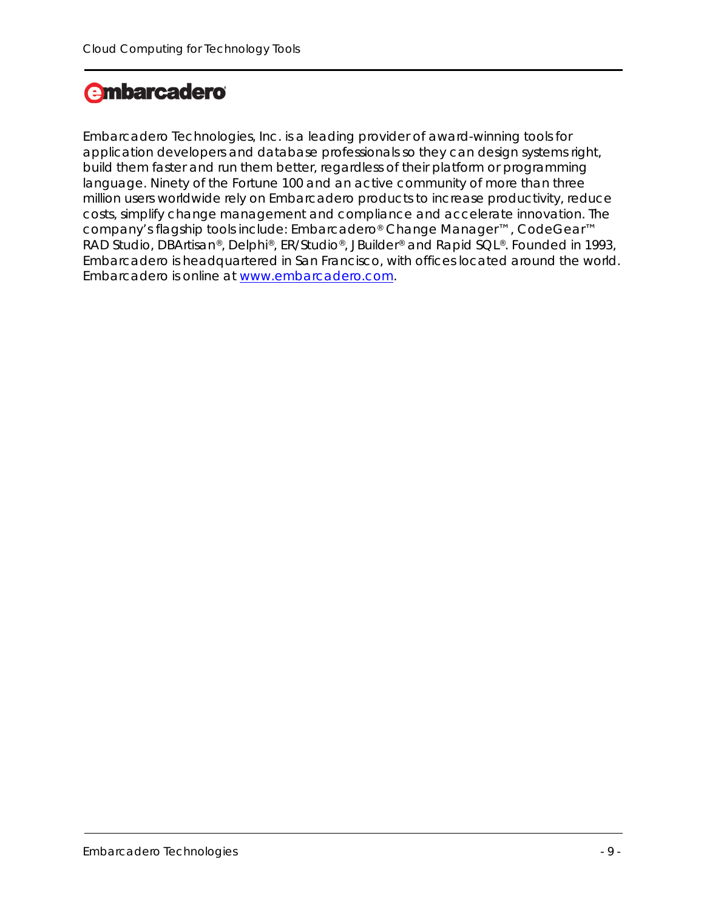embarcadero

Embarcadero Technologies, Inc. is a leading provider of award-winning tools for application developers and database professionals so they can design systems right, build them faster and run them better, regardless of their platform or programming language. Ninety of the Fortune 100 and an active community of more than three million users worldwide rely on Embarcadero products to increase productivity, reduce costs, simplify change management and compliance and accelerate innovation. The company's flagship tools include: Embarcadero® Change Manager™, CodeGear™ RAD Studio, DBArtisan®, Delphi®, ER/Studio®, JBuilder® and Rapid SQL®. Founded in 1993, Embarcadero is headquartered in San Francisco, with offices located around the world. Embarcadero is online at [www.embarcadero.com](http://www.embarcadero.com).